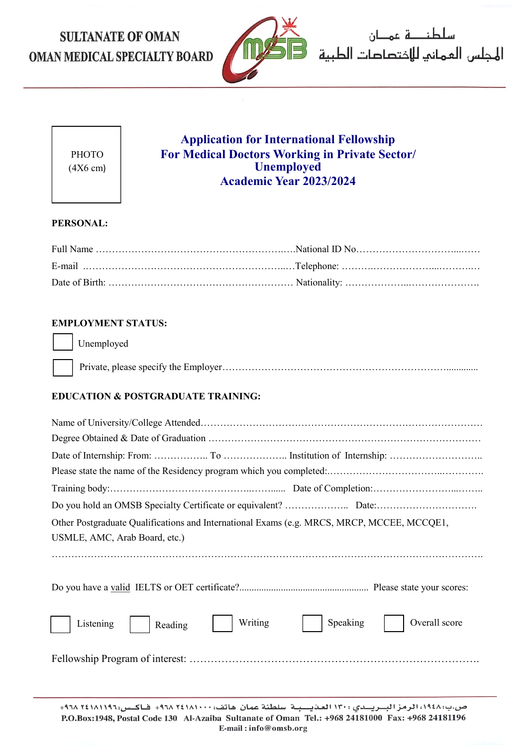SULTANATE OF OMAN
OMAN MEDICAL SPECIALTY BOARD

سلطنة عمان
المجلس العماني للاختصاصات الطبية

PHOTO
(4X6 cm)

# Application for International Fellowship
## For Medical Doctors Working in Private Sector/ Unemployed
## Academic Year 2023/2024

**PERSONAL:**

Full Name ……………………………………………………….…National ID No……………………………...……

E-mail ..………………………………………………………..…Telephone: ……….………………...………..…

Date of Birth: ………………………………………………… Nationality: ………………..………………….

**EMPLOYMENT STATUS:**

☐ Unemployed

☐ Private, please specify the Employer…………………………………………………………….............

**EDUCATION & POSTGRADUATE TRAINING:**

Name of University/College Attended…………………………………………………………………………

Degree Obtained & Date of Graduation ………………………………………………………………………

Date of Internship: From: …………….. To ……………….. Institution of Internship: ………………………..

Please state the name of the Residency program which you completed:..……………………………..…………

Training body:……………………………………..……....... Date of Completion:……………………...……..

Do you hold an OMSB Specialty Certificate or equivalent? ……………….. Date:………………………….

Other Postgraduate Qualifications and International Exams (e.g. MRCS, MRCP, MCCEE, MCCQE1, USMLE, AMC, Arab Board, etc.)

……………………………………………………………………………………………………………….

Do you have a valid IELTS or OET certificate?..................................................... Please state your scores:

☐ Listening ☐ Reading ☐ Writing ☐ Speaking ☐ Overall score

Fellowship Program of interest: ……………………………………………………………………….

ص.ب:١٩٤٨، الرمز البريدي: ١٣٠ العذيبة سلطنة عمان هاتف: ٢٤١٨١٠٠٠ ٩٦٨+ فاكس: ٢٤١٨١١٩٦ ٩٦٨+

P.O.Box:1948, Postal Code 130 Al-Azaiba Sultanate of Oman Tel.: +968 24181000 Fax: +968 24181196
E-mail : info@omsb.org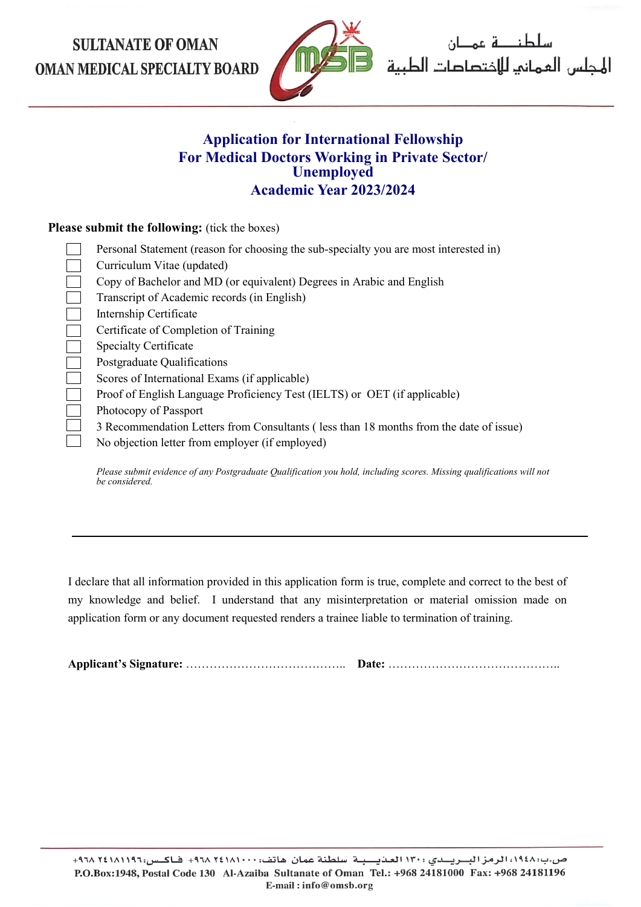## Application for International Fellowship For Medical Doctors Working in Private Sector/ Unemployed Academic Year 2023/2024

**Please submit the following:** (tick the boxes)

- ☐ Personal Statement (reason for choosing the sub-specialty you are most interested in)
- ☐ Curriculum Vitae (updated)
- ☐ Copy of Bachelor and MD (or equivalent) Degrees in Arabic and English
- ☐ Transcript of Academic records (in English)
- ☐ Internship Certificate
- ☐ Certificate of Completion of Training
- ☐ Specialty Certificate
- ☐ Postgraduate Qualifications
- ☐ Scores of International Exams (if applicable)
- ☐ Proof of English Language Proficiency Test (IELTS) or OET (if applicable)
- ☐ Photocopy of Passport
- ☐ 3 Recommendation Letters from Consultants ( less than 18 months from the date of issue)
- ☐ No objection letter from employer (if employed)

*Please submit evidence of any Postgraduate Qualification you hold, including scores. Missing qualifications will not be considered.*

---

I declare that all information provided in this application form is true, complete and correct to the best of my knowledge and belief. I understand that any misinterpretation or material omission made on application form or any document requested renders a trainee liable to termination of training.

**Applicant's Signature:** …………………………………….. **Date:** ………………………………………..